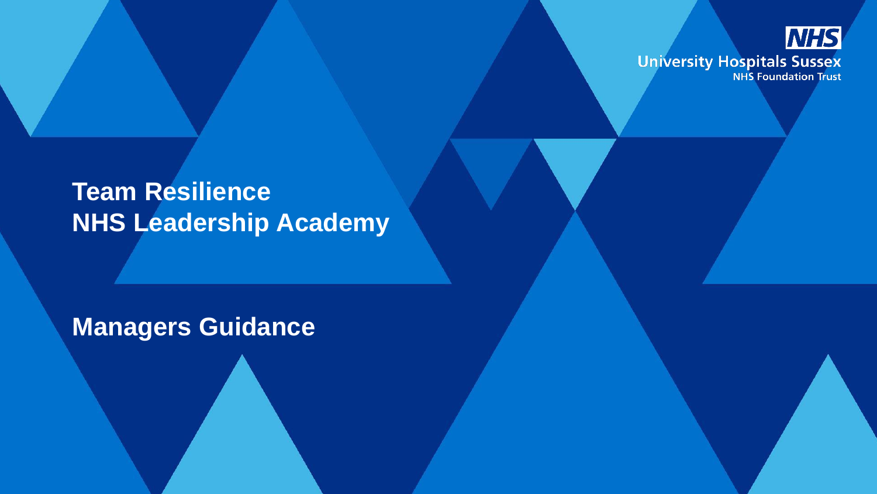NHS
University Hospitals Sussex
NHS Foundation Trust

# Team Resilience
# NHS Leadership Academy

## Managers Guidance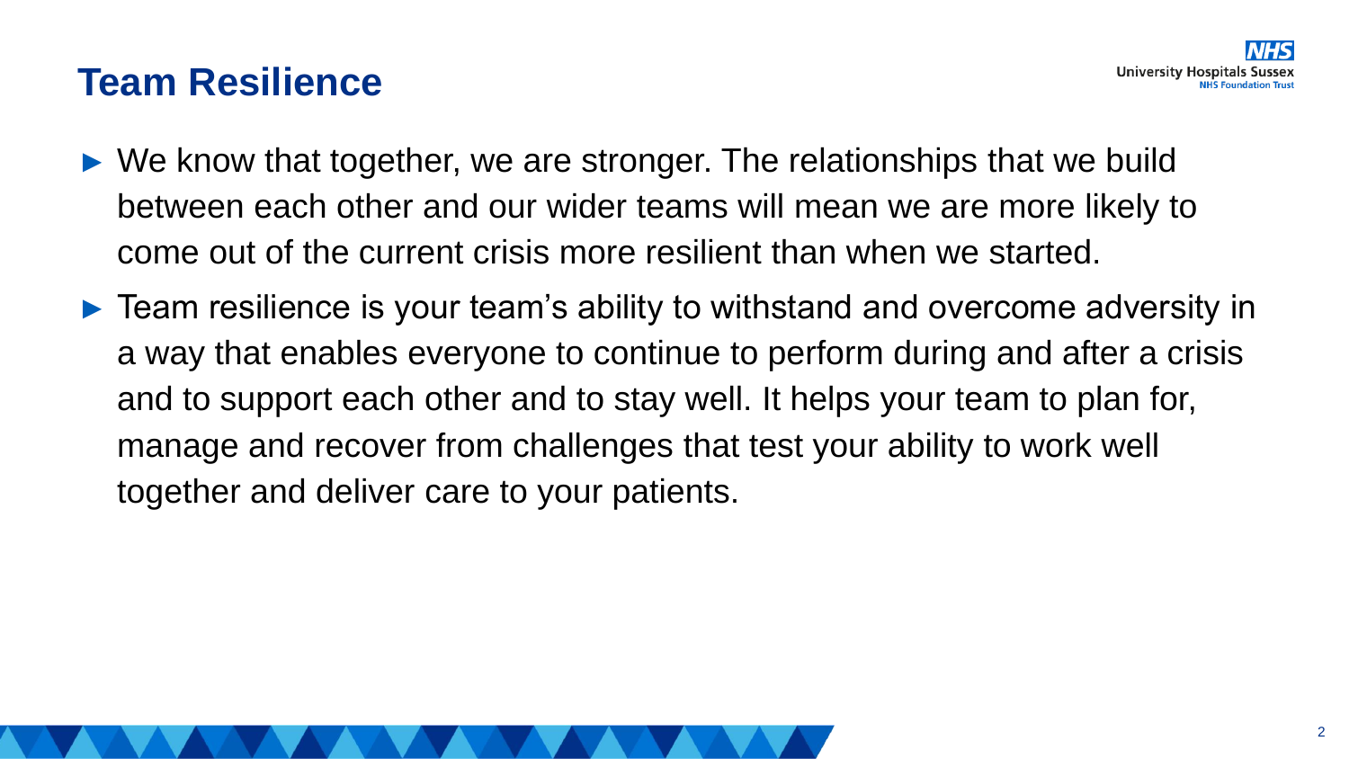# Team Resilience

- We know that together, we are stronger. The relationships that we build between each other and our wider teams will mean we are more likely to come out of the current crisis more resilient than when we started.
- Team resilience is your team's ability to withstand and overcome adversity in a way that enables everyone to continue to perform during and after a crisis and to support each other and to stay well. It helps your team to plan for, manage and recover from challenges that test your ability to work well together and deliver care to your patients.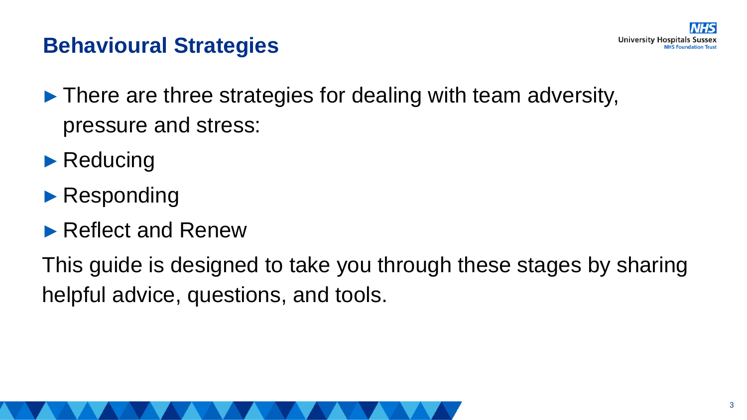# Behavioural Strategies

- There are three strategies for dealing with team adversity, pressure and stress:
- Reducing
- Responding
- Reflect and Renew

This guide is designed to take you through these stages by sharing helpful advice, questions, and tools.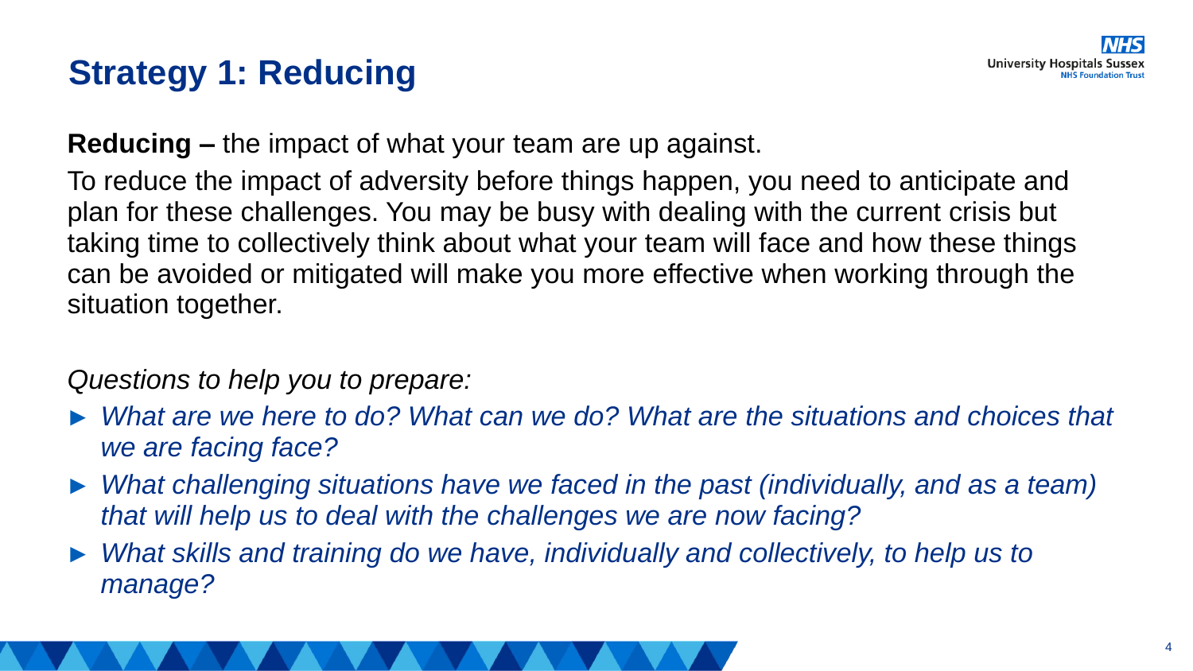# Strategy 1: Reducing

**Reducing –** the impact of what your team are up against.

To reduce the impact of adversity before things happen, you need to anticipate and plan for these challenges. You may be busy with dealing with the current crisis but taking time to collectively think about what your team will face and how these things can be avoided or mitigated will make you more effective when working through the situation together.

*Questions to help you to prepare:*

- *What are we here to do? What can we do? What are the situations and choices that we are facing face?*
- *What challenging situations have we faced in the past (individually, and as a team) that will help us to deal with the challenges we are now facing?*
- *What skills and training do we have, individually and collectively, to help us to manage?*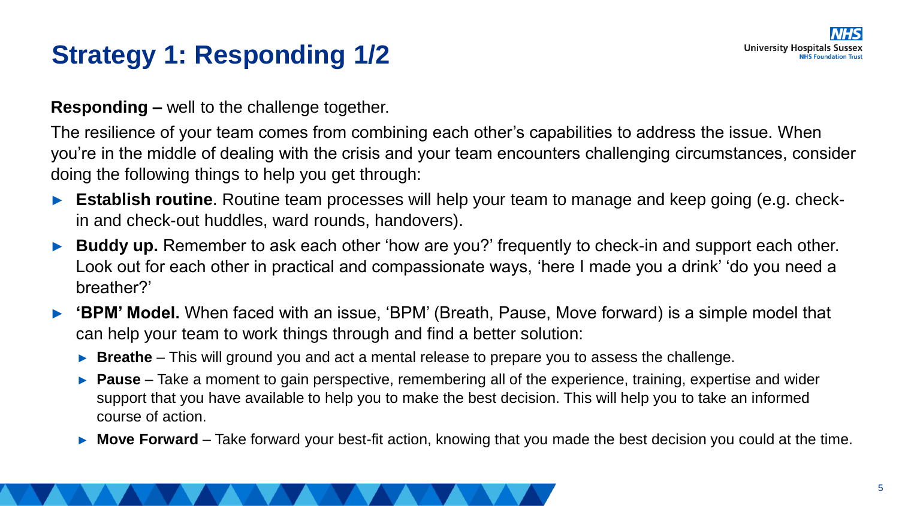# Strategy 1: Responding 1/2

**Responding –** well to the challenge together.

The resilience of your team comes from combining each other's capabilities to address the issue. When you're in the middle of dealing with the crisis and your team encounters challenging circumstances, consider doing the following things to help you get through:

- **Establish routine**. Routine team processes will help your team to manage and keep going (e.g. check-in and check-out huddles, ward rounds, handovers).
- **Buddy up.** Remember to ask each other 'how are you?' frequently to check-in and support each other. Look out for each other in practical and compassionate ways, 'here I made you a drink' 'do you need a breather?'
- **'BPM' Model.** When faced with an issue, 'BPM' (Breath, Pause, Move forward) is a simple model that can help your team to work things through and find a better solution:
  - **Breathe** – This will ground you and act a mental release to prepare you to assess the challenge.
  - **Pause** – Take a moment to gain perspective, remembering all of the experience, training, expertise and wider support that you have available to help you to make the best decision. This will help you to take an informed course of action.
  - **Move Forward** – Take forward your best-fit action, knowing that you made the best decision you could at the time.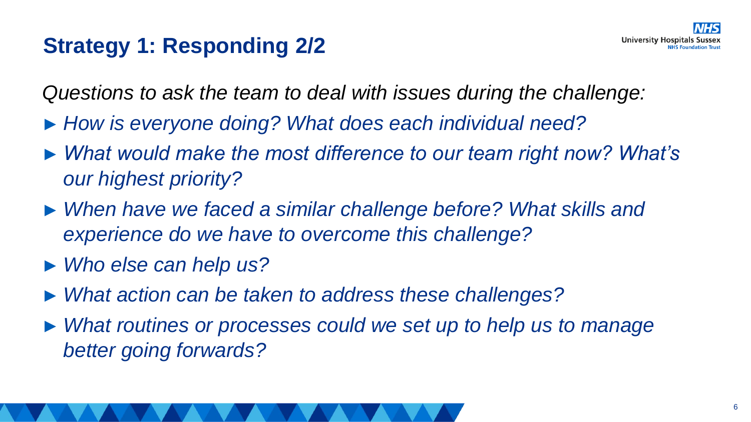## Strategy 1: Responding 2/2

*Questions to ask the team to deal with issues during the challenge:*

- *How is everyone doing? What does each individual need?*
- *What would make the most difference to our team right now? What's our highest priority?*
- *When have we faced a similar challenge before? What skills and experience do we have to overcome this challenge?*
- *Who else can help us?*
- *What action can be taken to address these challenges?*
- *What routines or processes could we set up to help us to manage better going forwards?*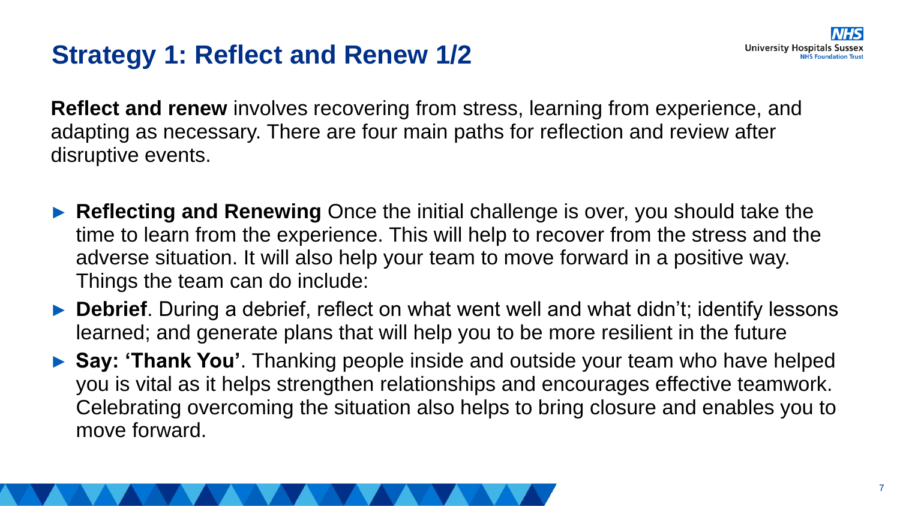# Strategy 1: Reflect and Renew 1/2

**Reflect and renew** involves recovering from stress, learning from experience, and adapting as necessary. There are four main paths for reflection and review after disruptive events.

- **Reflecting and Renewing** Once the initial challenge is over, you should take the time to learn from the experience. This will help to recover from the stress and the adverse situation. It will also help your team to move forward in a positive way. Things the team can do include:
- **Debrief**. During a debrief, reflect on what went well and what didn't; identify lessons learned; and generate plans that will help you to be more resilient in the future
- **Say: 'Thank You'**. Thanking people inside and outside your team who have helped you is vital as it helps strengthen relationships and encourages effective teamwork. Celebrating overcoming the situation also helps to bring closure and enables you to move forward.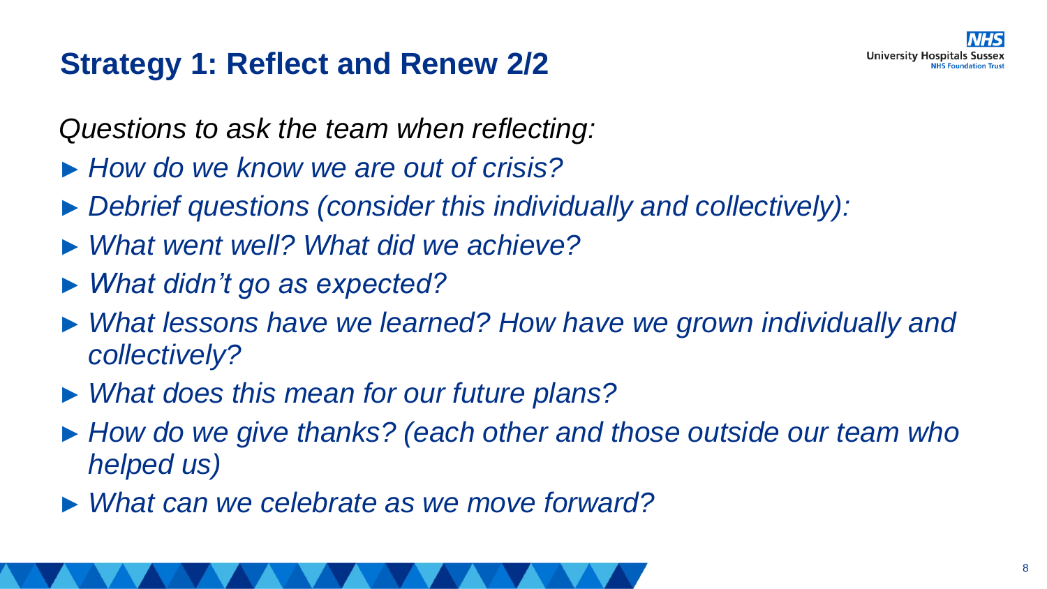## Strategy 1: Reflect and Renew 2/2

*Questions to ask the team when reflecting:*

- *How do we know we are out of crisis?*
- *Debrief questions (consider this individually and collectively):*
- *What went well? What did we achieve?*
- *What didn't go as expected?*
- *What lessons have we learned? How have we grown individually and collectively?*
- *What does this mean for our future plans?*
- *How do we give thanks? (each other and those outside our team who helped us)*
- *What can we celebrate as we move forward?*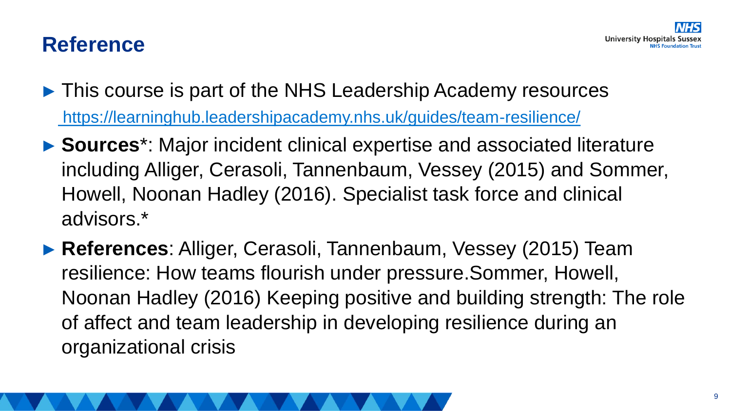# Reference

- This course is part of the NHS Leadership Academy resources https://learninghub.leadershipacademy.nhs.uk/guides/team-resilience/
- **Sources***: Major incident clinical expertise and associated literature including Alliger, Cerasoli, Tannenbaum, Vessey (2015) and Sommer, Howell, Noonan Hadley (2016). Specialist task force and clinical advisors.*
- **References**: Alliger, Cerasoli, Tannenbaum, Vessey (2015) Team resilience: How teams flourish under pressure.Sommer, Howell, Noonan Hadley (2016) Keeping positive and building strength: The role of affect and team leadership in developing resilience during an organizational crisis